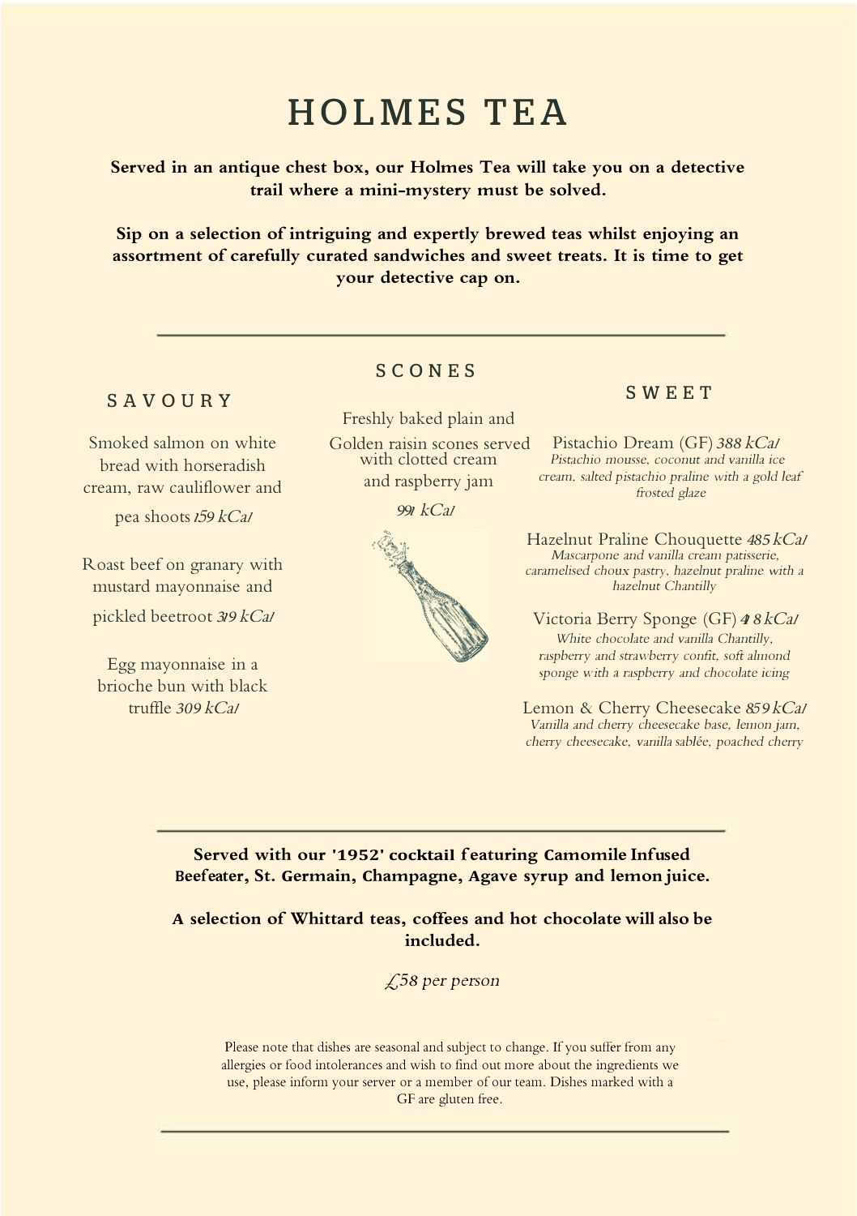# HOLMES TEA

**Served in an antique chest box, our Holmes Tea will take you on a detective trail where a mini-mystery must be solved.**

**Sip on a selection of intriguing and expertly brewed teas whilst enjoying an assortment of carefully curated sandwiches and sweet treats. It is time to get your detective cap on.**

---

## SAVOURY

Smoked salmon on white bread with horseradish cream, raw cauliflower and pea shoots *159 kCal*

Roast beef on granary with mustard mayonnaise and pickled beetroot *319 kCal*

Egg mayonnaise in a brioche bun with black truffle *309 kCal*

## SCONES

Freshly baked plain and Golden raisin scones served with clotted cream and raspberry jam

*991 kCal*

## SWEET

Pistachio Dream (GF) *388 kCal*
*Pistachio mousse, coconut and vanilla ice cream, salted pistachio praline with a gold leaf frosted glaze*

Hazelnut Praline Chouquette *485 kCal*
*Mascarpone and vanilla cream patisserie, caramelised choux pastry, hazelnut praline with a hazelnut Chantilly*

Victoria Berry Sponge (GF) *418 kCal*
*White chocolate and vanilla Chantilly, raspberry and strawberry confit, soft almond sponge with a raspberry and chocolate icing*

Lemon & Cherry Cheesecake *859 kCal*
*Vanilla and cherry cheesecake base, lemon jam, cherry cheesecake, vanilla sablée, poached cherry*

---

**Served with our '1952' cocktail featuring Camomile Infused Beefeater, St. Germain, Champagne, Agave syrup and lemon juice.**

**A selection of Whittard teas, coffees and hot chocolate will also be included.**

*£58 per person*

Please note that dishes are seasonal and subject to change. If you suffer from any allergies or food intolerances and wish to find out more about the ingredients we use, please inform your server or a member of our team. Dishes marked with a GF are gluten free.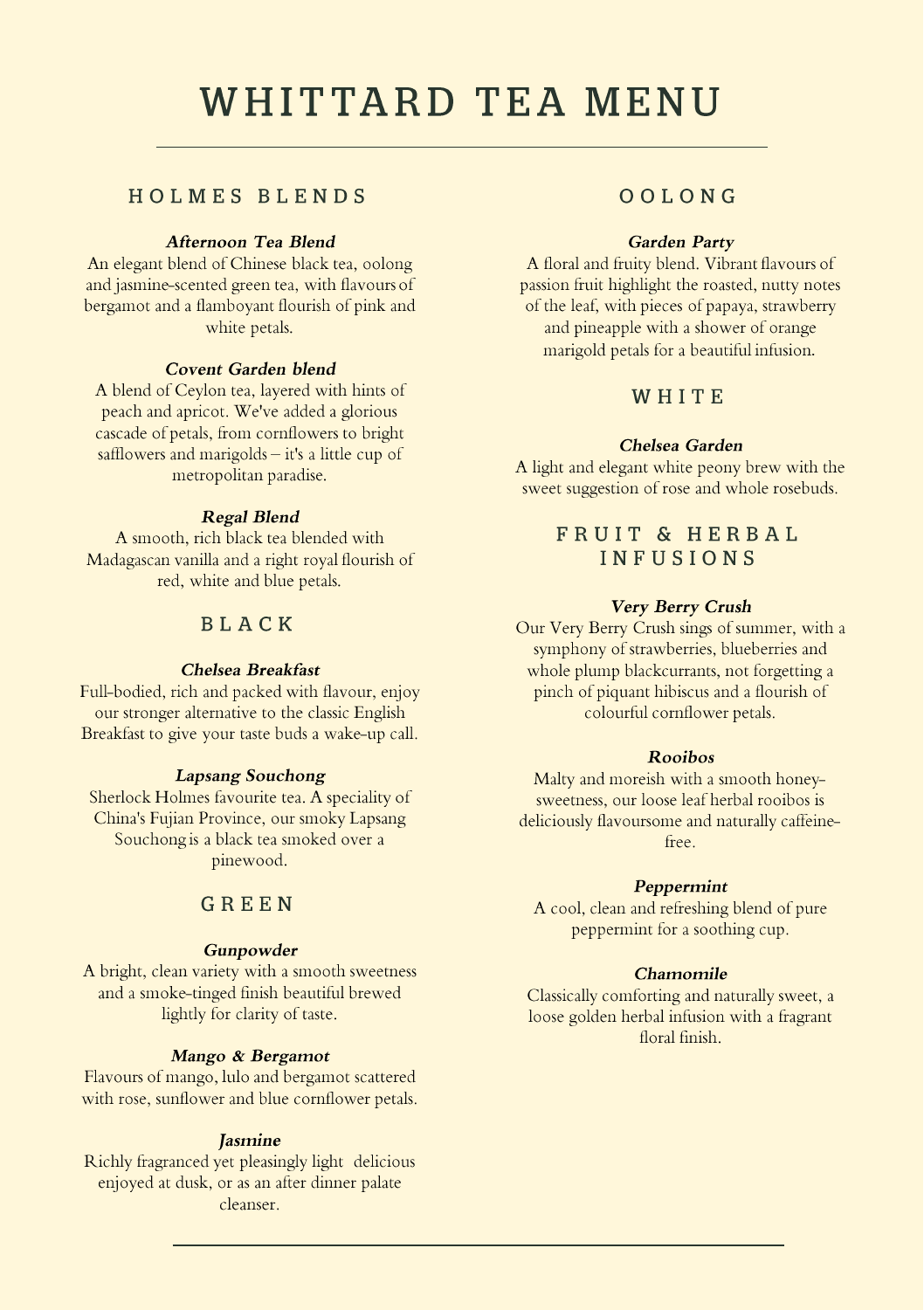# WHITTARD TEA MENU

## HOLMES BLENDS

***Afternoon Tea Blend***

An elegant blend of Chinese black tea, oolong and jasmine-scented green tea, with flavours of bergamot and a flamboyant flourish of pink and white petals.

***Covent Garden blend***

A blend of Ceylon tea, layered with hints of peach and apricot. We've added a glorious cascade of petals, from cornflowers to bright safflowers and marigolds – it's a little cup of metropolitan paradise.

***Regal Blend***

A smooth, rich black tea blended with Madagascan vanilla and a right royal flourish of red, white and blue petals.

## BLACK

***Chelsea Breakfast***

Full-bodied, rich and packed with flavour, enjoy our stronger alternative to the classic English Breakfast to give your taste buds a wake-up call.

***Lapsang Souchong***

Sherlock Holmes favourite tea. A speciality of China's Fujian Province, our smoky Lapsang Souchong is a black tea smoked over a pinewood.

## GREEN

***Gunpowder***

A bright, clean variety with a smooth sweetness and a smoke-tinged finish beautiful brewed lightly for clarity of taste.

***Mango & Bergamot***

Flavours of mango, lulo and bergamot scattered with rose, sunflower and blue cornflower petals.

***Jasmine***

Richly fragranced yet pleasingly light delicious enjoyed at dusk, or as an after dinner palate cleanser.

## OOLONG

***Garden Party***

A floral and fruity blend. Vibrant flavours of passion fruit highlight the roasted, nutty notes of the leaf, with pieces of papaya, strawberry and pineapple with a shower of orange marigold petals for a beautiful infusion.

## WHITE

***Chelsea Garden***

A light and elegant white peony brew with the sweet suggestion of rose and whole rosebuds.

## FRUIT & HERBAL INFUSIONS

***Very Berry Crush***

Our Very Berry Crush sings of summer, with a symphony of strawberries, blueberries and whole plump blackcurrants, not forgetting a pinch of piquant hibiscus and a flourish of colourful cornflower petals.

***Rooibos***

Malty and moreish with a smooth honey-sweetness, our loose leaf herbal rooibos is deliciously flavoursome and naturally caffeine-free.

***Peppermint***

A cool, clean and refreshing blend of pure peppermint for a soothing cup.

***Chamomile***

Classically comforting and naturally sweet, a loose golden herbal infusion with a fragrant floral finish.